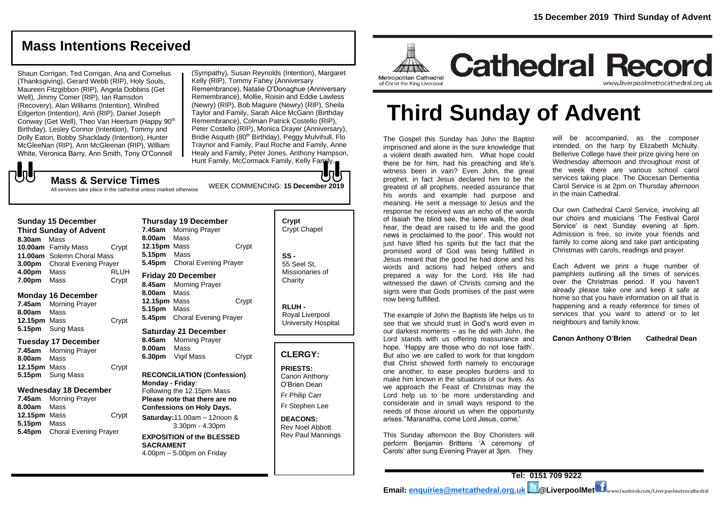# Mass Intentions Received

Shaun Corrigan, Ted Corrigan, Ana and Cornelius (Thanksgiving), Gerard Webb (RIP), Holy Souls, Maureen Fitzgibbon (RIP), Angela Dobbins (Get Well), Jimmy Comer (RIP), Ian Ramsdon (Recovery), Alan Williams (Intention), Winifred Edgerton (Intention), Ann (RIP), Daniel Joseph Conway (Get Well), Theo Van Heertum (Happy 90th Birthday), Lesley Connor (Intention), Tommy and Dolly Eaton, Bobby Shacklady (Intention), Hunter McGleeNan (RIP), Ann McGleenan (RIP), William White, Veronica Barry, Ann Smith, Tony O'Connell (Sympathy), Susan Reynolds (Intention), Margaret Kelly (RIP), Tommy Fahey (Anniversary Remembrance), Natalie O'Donaghue (Anniversary Remembrance), Mollie, Roisin and Eddie Lawless (Newry) (RIP), Bob Maguire (Newry) (RIP), Sheila Taylor and Family, Sarah Alice McGann (Birthday Remembrance), Colman Patrick Costello (RIP), Peter Costello (RIP), Monica Drayer (Anniversary), Bridie Asquith (80th Birthday), Peggy Mulvihull, Flo Traynor and Family, Paul Roche and Family, Anne Healy and Family, Peter Jones, Anthony Hampson, Hunt Family, McCormack Family, Kelly Family.

## Mass & Service Times

All services take place in the cathedral unless marked otherwise

WEEK COMMENCING: **15 December 2019**

**Sunday 15 December**
**Third Sunday of Advent**
**8.30am** Mass
**10.00am** Family Mass — Crypt
**11.00am** Solemn Choral Mass
**3.00pm** Choral Evening Prayer
**4.00pm** Mass — RLUH
**7.00pm** Mass — Crypt

**Monday 16 December**
**7.45am** Morning Prayer
**8.00am** Mass
**12.15pm** Mass — Crypt
**5.15pm** Sung Mass

**Tuesday 17 December**
**7.45am** Morning Prayer
**8.00am** Mass
**12.15pm** Mass — Crypt
**5.15pm** Sung Mass

**Wednesday 18 December**
**7.45am** Morning Prayer
**8.00am** Mass
**12.15pm** Mass — Crypt
**5.15pm** Mass
**5.45pm** Choral Evening Prayer

**Thursday 19 December**
**7.45am** Morning Prayer
**8.00am** Mass
**12.15pm** Mass — Crypt
**5.15pm** Mass
**5.45pm** Choral Evening Prayer

**Friday 20 December**
**8.45am** Morning Prayer
**8.00am** Mass
**12.15pm** Mass — Crypt
**5.15pm** Mass
**5.45pm** Choral Evening Prayer

**Saturday 21 December**
**8.45am** Morning Prayer
**9.00am** Mass
**6.30pm** Vigil Mass — Crypt

**RECONCILIATION (Confession)**
**Monday - Friday**:
Following the 12.15pm Mass
**Please note that there are no Confessions on Holy Days.**
**Saturday:** 11.00am – 12noon & 3.30pm - 4.30pm

**EXPOSITION of the BLESSED SACRAMENT**
4.00pm – 5.00pm on Friday

**Crypt**
Crypt Chapel

**SS -**
55 Seel St, Missionaries of Charity

**RLUH -**
Royal Liverpool University Hospital

## CLERGY:

**PRIESTS:**
Canon Anthony O'Brien Dean
Fr Philip Carr
Fr Stephen Lee

**DEACONS:**
Rev Noel Abbott
Rev Paul Mannings

15 December 2019 Third Sunday of Advent

Metropolitan Cathedral of Christ the King Liverpool

# Cathedral Record

www.liverpoolmetrocathedral.org.uk

# Third Sunday of Advent

The Gospel this Sunday has John the Baptist imprisoned and alone in the sure knowledge that a violent death awaited him. What hope could there be for him, had his preaching and life's witness been in vain? Even John, the great prophet, in fact Jesus declared him to be the greatest of all prophets, needed assurance that his words and example had purpose and meaning. He sent a message to Jesus and the response he received was an echo of the words of Isaiah 'the blind see, the lame walk, the deaf hear, the dead are raised to life and the good news is proclaimed to the poor'. This would not just have lifted his spirits but the fact that the promised word of God was being fulfilled in Jesus meant that the good he had done and his words and actions had helped others and prepared a way for the Lord. His life had witnessed the dawn of Christs coming and the signs were that Gods promises of the past were now being fulfilled.

The example of John the Baptists life helps us to see that we should trust in God's word even in our darkest moments – as he did with John, the Lord stands with us offering reassurance and hope. 'Happy are those who do not lose faith'. But also we are called to work for that kingdom that Christ showed forth namely to encourage one another, to ease peoples burdens and to make him known in the situations of our lives. As we approach the Feast of Christmas may the Lord help us to be more understanding and considerate and in small ways respond to the needs of those around us when the opportunity arises.''Maranatha, come Lord Jesus, come.'

This Sunday afternoon the Boy Choristers will perform Benjamin Brittens 'A ceremony of Carols' after sung Evening Prayer at 3pm. They will be accompanied, as the composer intended, on the harp by Elizabeth McNulty. Bellerive College have their prize giving here on Wednesday afternoon and throughout most of the week there are various school carol services taking place. The Diocesan Dementia Carol Service is at 2pm on Thursday afternoon in the main Cathedral.

Our own Cathedral Carol Service, involving all our choirs and musicians 'The Festival Carol Service' is next Sunday evening at 5pm. Admission is free, so invite your friends and family to come along and take part anticipating Christmas with carols, readings and prayer.

Each Advent we print a huge number of pamphlets outlining all the times of services over the Christmas period. If you haven't already please take one and keep it safe at home so that you have information on all that is happening and a ready reference for times of services that you want to attend or to let neighbours and family know.

**Canon Anthony O'Brien Cathedral Dean**

**Tel: 0151 709 9222**
**Email: enquiries@metcathedral.org.uk @LiverpoolMet** www.facebook.com/Liverpoolmetrocathedral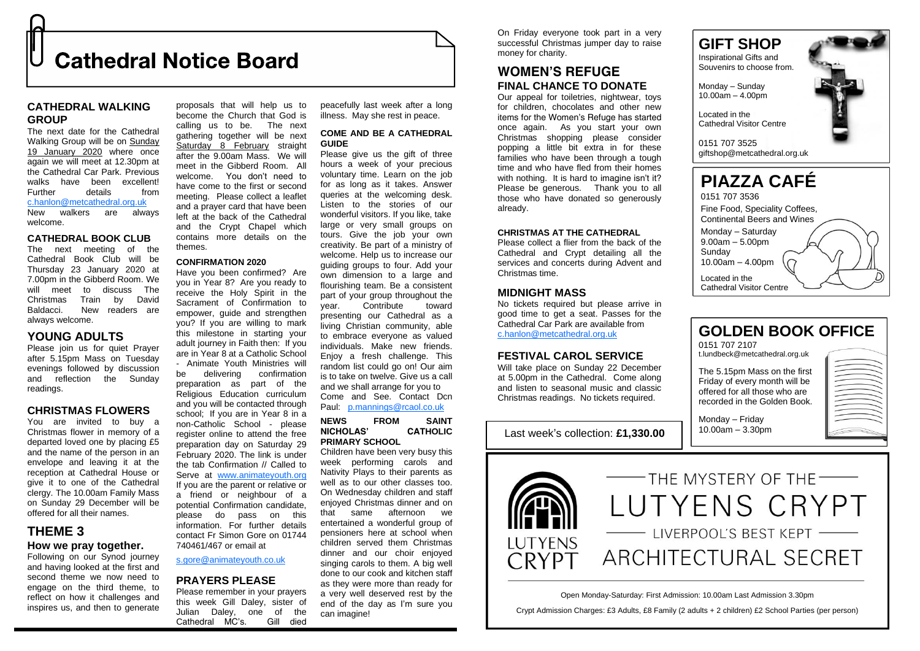# Cathedral Notice Board

## CATHEDRAL WALKING GROUP

The next date for the Cathedral Walking Group will be on Sunday 19 January 2020 where once again we will meet at 12.30pm at the Cathedral Car Park. Previous walks have been excellent! Further details from c.hanlon@metcathedral.org.uk New walkers are always welcome.

### CATHEDRAL BOOK CLUB

The next meeting of the Cathedral Book Club will be Thursday 23 January 2020 at 7.00pm in the Gibberd Room. We will meet to discuss The Christmas Train by David Baldacci. New readers are always welcome.

## YOUNG ADULTS

Please join us for quiet Prayer after 5.15pm Mass on Tuesday evenings followed by discussion and reflection the Sunday readings.

## CHRISTMAS FLOWERS

You are invited to buy a Christmas flower in memory of a departed loved one by placing £5 and the name of the person in an envelope and leaving it at the reception at Cathedral House or give it to one of the Cathedral clergy. The 10.00am Family Mass on Sunday 29 December will be offered for all their names.

## THEME 3

### How we pray together.

Following on our Synod journey and having looked at the first and second theme we now need to engage on the third theme, to reflect on how it challenges and inspires us, and then to generate proposals that will help us to become the Church that God is calling us to be. The next gathering together will be next Saturday 8 February straight after the 9.00am Mass. We will meet in the Gibberd Room. All welcome. You don't need to have come to the first or second meeting. Please collect a leaflet and a prayer card that have been left at the back of the Cathedral and the Crypt Chapel which contains more details on the themes.

### CONFIRMATION 2020

Have you been confirmed? Are you in Year 8? Are you ready to receive the Holy Spirit in the Sacrament of Confirmation to empower, guide and strengthen you? If you are willing to mark this milestone in starting your adult journey in Faith then: If you are in Year 8 at a Catholic School - Animate Youth Ministries will be delivering confirmation preparation as part of the Religious Education curriculum and you will be contacted through school; If you are in Year 8 in a non-Catholic School - please register online to attend the free preparation day on Saturday 29 February 2020. The link is under the tab Confirmation // Called to Serve at www.animateyouth.org If you are the parent or relative or a friend or neighbour of a potential Confirmation candidate, please do pass on this information. For further details contact Fr Simon Gore on 01744 740461/467 or email at

s.gore@animateyouth.co.uk

## PRAYERS PLEASE

Please remember in your prayers this week Gill Daley, sister of Julian Daley, one of the Cathedral MC's. Gill died peacefully last week after a long illness. May she rest in peace.

### COME AND BE A CATHEDRAL GUIDE

Please give us the gift of three hours a week of your precious voluntary time. Learn on the job for as long as it takes. Answer queries at the welcoming desk. Listen to the stories of our wonderful visitors. If you like, take large or very small groups on tours. Give the job your own creativity. Be part of a ministry of welcome. Help us to increase our guiding groups to four. Add your own dimension to a large and flourishing team. Be a consistent part of your group throughout the year. Contribute toward presenting our Cathedral as a living Christian community, able to embrace everyone as valued individuals. Make new friends. Enjoy a fresh challenge. This random list could go on! Our aim is to take on twelve. Give us a call and we shall arrange for you to Come and See. Contact Dcn Paul: p.mannings@rcaol.co.uk

### NEWS FROM SAINT NICHOLAS' CATHOLIC PRIMARY SCHOOL

Children have been very busy this week performing carols and Nativity Plays to their parents as well as to our other classes too. On Wednesday children and staff enjoyed Christmas dinner and on that same afternoon we entertained a wonderful group of pensioners here at school when children served them Christmas dinner and our choir enjoyed singing carols to them. A big well done to our cook and kitchen staff as they were more than ready for a very well deserved rest by the end of the day as I'm sure you can imagine!

On Friday everyone took part in a very successful Christmas jumper day to raise money for charity.

## WOMEN'S REFUGE

### FINAL CHANCE TO DONATE

Our appeal for toiletries, nightwear, toys for children, chocolates and other new items for the Women's Refuge has started once again. As you start your own Christmas shopping please consider popping a little bit extra in for these families who have been through a tough time and who have fled from their homes with nothing. It is hard to imagine isn't it? Please be generous. Thank you to all those who have donated so generously already.

### CHRISTMAS AT THE CATHEDRAL

Please collect a flier from the back of the Cathedral and Crypt detailing all the services and concerts during Advent and Christmas time.

## MIDNIGHT MASS

No tickets required but please arrive in good time to get a seat. Passes for the Cathedral Car Park are available from c.hanlon@metcathedral.org.uk

## FESTIVAL CAROL SERVICE

Will take place on Sunday 22 December at 5.00pm in the Cathedral. Come along and listen to seasonal music and classic Christmas readings. No tickets required.

Last week's collection: **£1,330.00**

## GIFT SHOP

Inspirational Gifts and Souvenirs to choose from.

Monday – Sunday
10.00am – 4.00pm

Located in the Cathedral Visitor Centre

0151 707 3525
giftshop@metcathedral.org.uk

## PIAZZA CAFÉ

0151 707 3536

Fine Food, Speciality Coffees, Continental Beers and Wines

Monday – Saturday
9.00am – 5.00pm
Sunday
10.00am – 4.00pm

Located in the Cathedral Visitor Centre

## GOLDEN BOOK OFFICE

0151 707 2107
t.lundbeck@metcathedral.org.uk

The 5.15pm Mass on the first Friday of every month will be offered for all those who are recorded in the Golden Book.

Monday – Friday
10.00am – 3.30pm

LUTYENS CRYPT

THE MYSTERY OF THE LUTYENS CRYPT — LIVERPOOL'S BEST KEPT — ARCHITECTURAL SECRET

Open Monday-Saturday: First Admission: 10.00am Last Admission 3.30pm

Crypt Admission Charges: £3 Adults, £8 Family (2 adults + 2 children) £2 School Parties (per person)